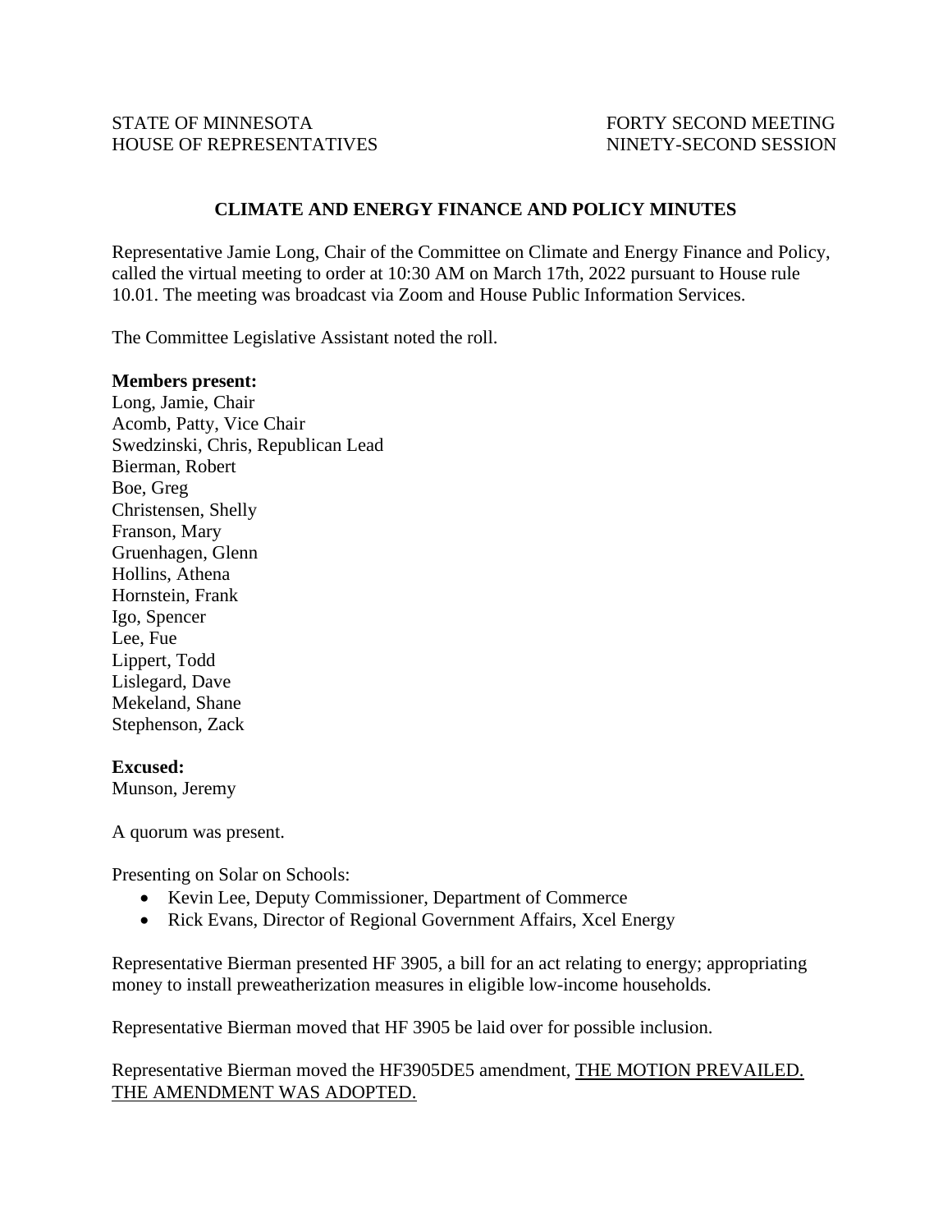STATE OF MINNESOTA
HOUSE OF REPRESENTATIVES

FORTY SECOND MEETING
NINETY-SECOND SESSION

## CLIMATE AND ENERGY FINANCE AND POLICY MINUTES

Representative Jamie Long, Chair of the Committee on Climate and Energy Finance and Policy, called the virtual meeting to order at 10:30 AM on March 17th, 2022 pursuant to House rule 10.01. The meeting was broadcast via Zoom and House Public Information Services.

The Committee Legislative Assistant noted the roll.

**Members present:**
Long, Jamie, Chair
Acomb, Patty, Vice Chair
Swedzinski, Chris, Republican Lead
Bierman, Robert
Boe, Greg
Christensen, Shelly
Franson, Mary
Gruenhagen, Glenn
Hollins, Athena
Hornstein, Frank
Igo, Spencer
Lee, Fue
Lippert, Todd
Lislegard, Dave
Mekeland, Shane
Stephenson, Zack

**Excused:**
Munson, Jeremy

A quorum was present.

Presenting on Solar on Schools:

- Kevin Lee, Deputy Commissioner, Department of Commerce
- Rick Evans, Director of Regional Government Affairs, Xcel Energy

Representative Bierman presented HF 3905, a bill for an act relating to energy; appropriating money to install preweatherization measures in eligible low-income households.

Representative Bierman moved that HF 3905 be laid over for possible inclusion.

Representative Bierman moved the HF3905DE5 amendment, THE MOTION PREVAILED. THE AMENDMENT WAS ADOPTED.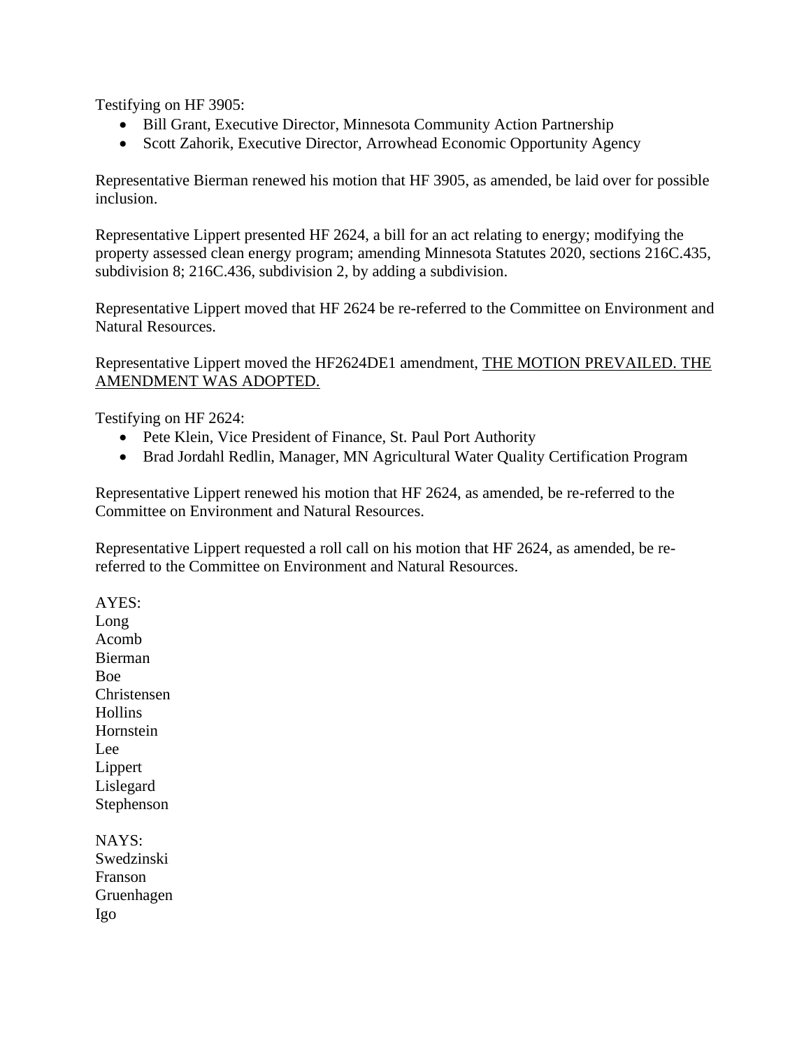Testifying on HF 3905:

- Bill Grant, Executive Director, Minnesota Community Action Partnership
- Scott Zahorik, Executive Director, Arrowhead Economic Opportunity Agency

Representative Bierman renewed his motion that HF 3905, as amended, be laid over for possible inclusion.

Representative Lippert presented HF 2624, a bill for an act relating to energy; modifying the property assessed clean energy program; amending Minnesota Statutes 2020, sections 216C.435, subdivision 8; 216C.436, subdivision 2, by adding a subdivision.

Representative Lippert moved that HF 2624 be re-referred to the Committee on Environment and Natural Resources.

Representative Lippert moved the HF2624DE1 amendment, <u>THE MOTION PREVAILED. THE AMENDMENT WAS ADOPTED.</u>

Testifying on HF 2624:

- Pete Klein, Vice President of Finance, St. Paul Port Authority
- Brad Jordahl Redlin, Manager, MN Agricultural Water Quality Certification Program

Representative Lippert renewed his motion that HF 2624, as amended, be re-referred to the Committee on Environment and Natural Resources.

Representative Lippert requested a roll call on his motion that HF 2624, as amended, be re-referred to the Committee on Environment and Natural Resources.

AYES:
Long
Acomb
Bierman
Boe
Christensen
Hollins
Hornstein
Lee
Lippert
Lislegard
Stephenson

NAYS:
Swedzinski
Franson
Gruenhagen
Igo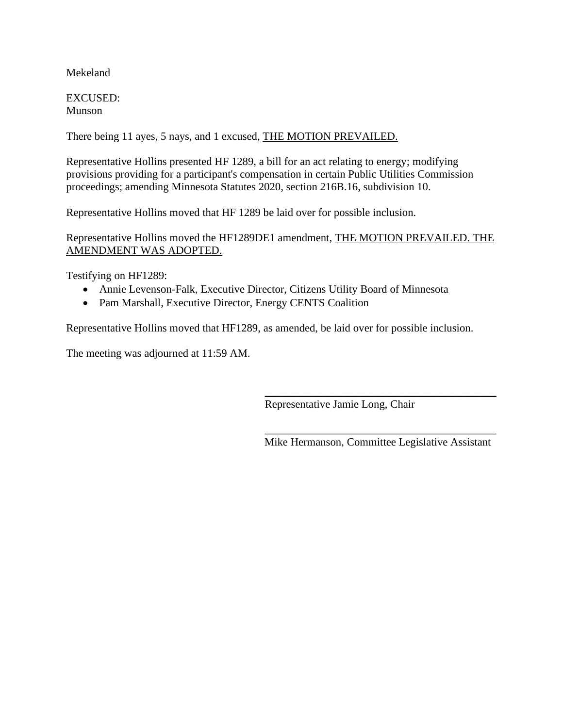Mekeland

EXCUSED:
Munson

There being 11 ayes, 5 nays, and 1 excused, <u>THE MOTION PREVAILED.</u>

Representative Hollins presented HF 1289, a bill for an act relating to energy; modifying provisions providing for a participant's compensation in certain Public Utilities Commission proceedings; amending Minnesota Statutes 2020, section 216B.16, subdivision 10.

Representative Hollins moved that HF 1289 be laid over for possible inclusion.

Representative Hollins moved the HF1289DE1 amendment, <u>THE MOTION PREVAILED. THE AMENDMENT WAS ADOPTED.</u>

Testifying on HF1289:

- Annie Levenson-Falk, Executive Director, Citizens Utility Board of Minnesota
- Pam Marshall, Executive Director, Energy CENTS Coalition

Representative Hollins moved that HF1289, as amended, be laid over for possible inclusion.

The meeting was adjourned at 11:59 AM.

\_\_\_\_\_\_\_\_\_\_\_\_\_\_\_\_\_\_\_\_\_\_\_\_\_\_\_\_\_\_\_\_\_\_\_\_\_\_\_\_
Representative Jamie Long, Chair

\_\_\_\_\_\_\_\_\_\_\_\_\_\_\_\_\_\_\_\_\_\_\_\_\_\_\_\_\_\_\_\_\_\_\_\_\_\_\_\_
Mike Hermanson, Committee Legislative Assistant